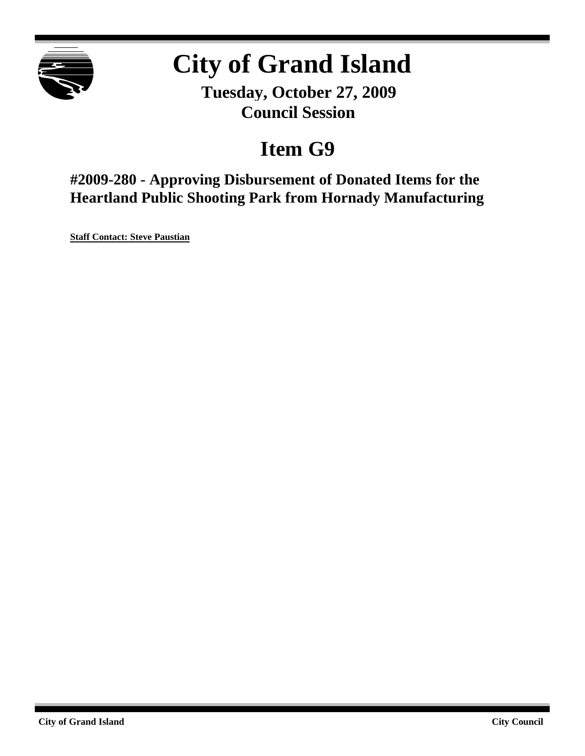# City of Grand Island

**Tuesday, October 27, 2009**
**Council Session**

## Item G9

### #2009-280 - Approving Disbursement of Donated Items for the Heartland Public Shooting Park from Hornady Manufacturing

**Staff Contact: Steve Paustian**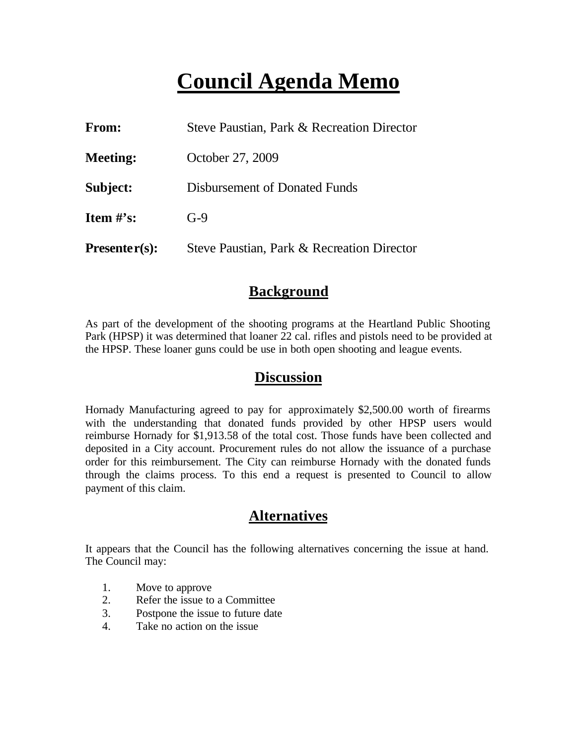# Council Agenda Memo

**From:** Steve Paustian, Park & Recreation Director

**Meeting:** October 27, 2009

**Subject:** Disbursement of Donated Funds

**Item #'s:** G-9

**Presenter(s):** Steve Paustian, Park & Recreation Director

## Background

As part of the development of the shooting programs at the Heartland Public Shooting Park (HPSP) it was determined that loaner 22 cal. rifles and pistols need to be provided at the HPSP. These loaner guns could be use in both open shooting and league events.

## Discussion

Hornady Manufacturing agreed to pay for approximately $2,500.00 worth of firearms with the understanding that donated funds provided by other HPSP users would reimburse Hornady for $1,913.58 of the total cost. Those funds have been collected and deposited in a City account. Procurement rules do not allow the issuance of a purchase order for this reimbursement. The City can reimburse Hornady with the donated funds through the claims process. To this end a request is presented to Council to allow payment of this claim.

## Alternatives

It appears that the Council has the following alternatives concerning the issue at hand. The Council may:

1. Move to approve
2. Refer the issue to a Committee
3. Postpone the issue to future date
4. Take no action on the issue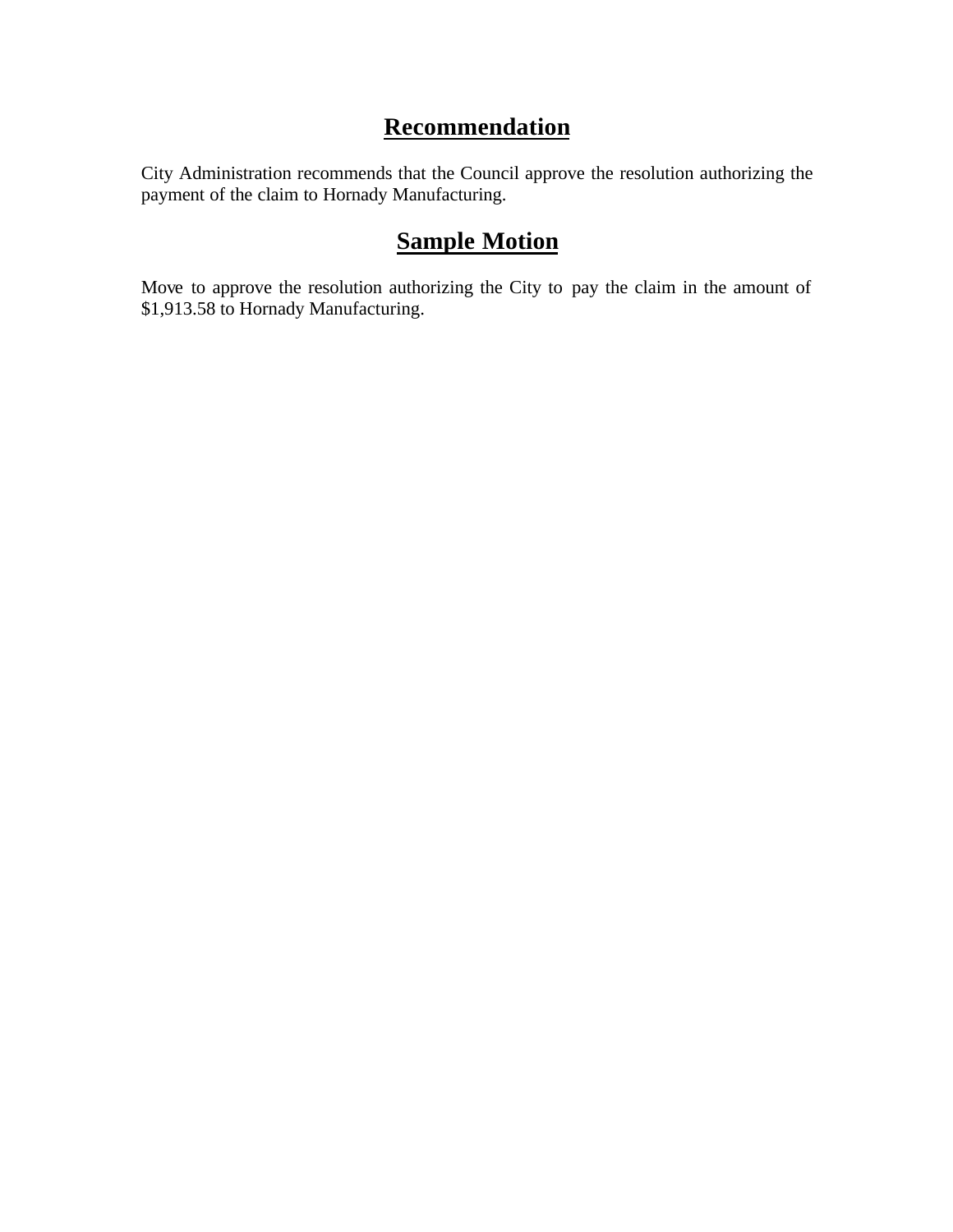## Recommendation

City Administration recommends that the Council approve the resolution authorizing the payment of the claim to Hornady Manufacturing.

## Sample Motion

Move to approve the resolution authorizing the City to pay the claim in the amount of $1,913.58 to Hornady Manufacturing.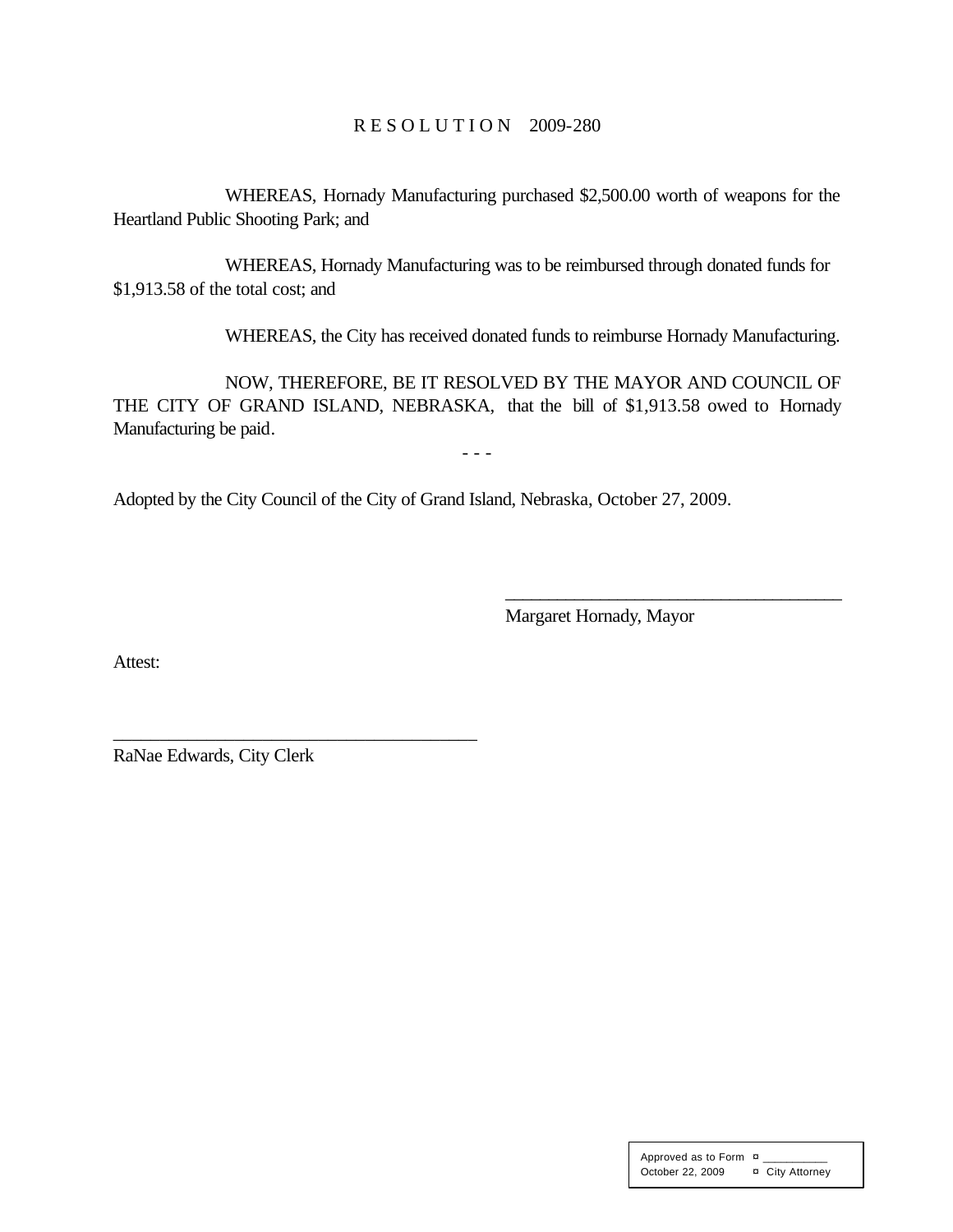# R E S O L U T I O N 2009-280

WHEREAS, Hornady Manufacturing purchased $2,500.00 worth of weapons for the Heartland Public Shooting Park; and

WHEREAS, Hornady Manufacturing was to be reimbursed through donated funds for $1,913.58 of the total cost; and

WHEREAS, the City has received donated funds to reimburse Hornady Manufacturing.

NOW, THEREFORE, BE IT RESOLVED BY THE MAYOR AND COUNCIL OF THE CITY OF GRAND ISLAND, NEBRASKA, that the bill of $1,913.58 owed to Hornady Manufacturing be paid.

- - -

Adopted by the City Council of the City of Grand Island, Nebraska, October 27, 2009.

_____________________________________
Margaret Hornady, Mayor

Attest:

_______________________________________
RaNae Edwards, City Clerk

Approved as to Form ¤ ___________
October 22, 2009 ¤ City Attorney